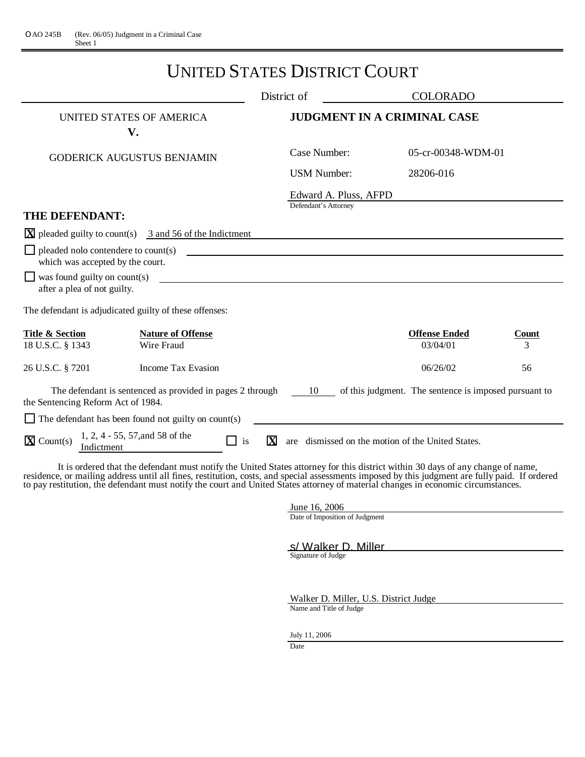AO 245B (Rev. 06/05) Judgment in a Criminal Case
Sheet 1

# UNITED STATES DISTRICT COURT

District of COLORADO

UNITED STATES OF AMERICA
**V.**

GODERICK AUGUSTUS BENJAMIN

## JUDGMENT IN A CRIMINAL CASE

Case Number: 05-cr-00348-WDM-01

USM Number: 28206-016

Edward A. Pluss, AFPD
Defendant's Attorney

**THE DEFENDANT:**

- [X] pleaded guilty to count(s) 3 and 56 of the Indictment
- [ ] pleaded nolo contendere to count(s) ______ which was accepted by the court.
- [ ] was found guilty on count(s) ______ after a plea of not guilty.

The defendant is adjudicated guilty of these offenses:

| Title & Section | Nature of Offense | Offense Ended | Count |
|---|---|---|---|
| 18 U.S.C. § 1343 | Wire Fraud | 03/04/01 | 3 |
| 26 U.S.C. § 7201 | Income Tax Evasion | 06/26/02 | 56 |

The defendant is sentenced as provided in pages 2 through 10 of this judgment. The sentence is imposed pursuant to the Sentencing Reform Act of 1984.

- [ ] The defendant has been found not guilty on count(s) ______
- [X] Count(s) 1, 2, 4 - 55, 57,and 58 of the Indictment [ ] is [X] are dismissed on the motion of the United States.

It is ordered that the defendant must notify the United States attorney for this district within 30 days of any change of name, residence, or mailing address until all fines, restitution, costs, and special assessments imposed by this judgment are fully paid. If ordered to pay restitution, the defendant must notify the court and United States attorney of material changes in economic circumstances.

June 16, 2006
Date of Imposition of Judgment

s/ Walker D. Miller
Signature of Judge

Walker D. Miller, U.S. District Judge
Name and Title of Judge

July 11, 2006
Date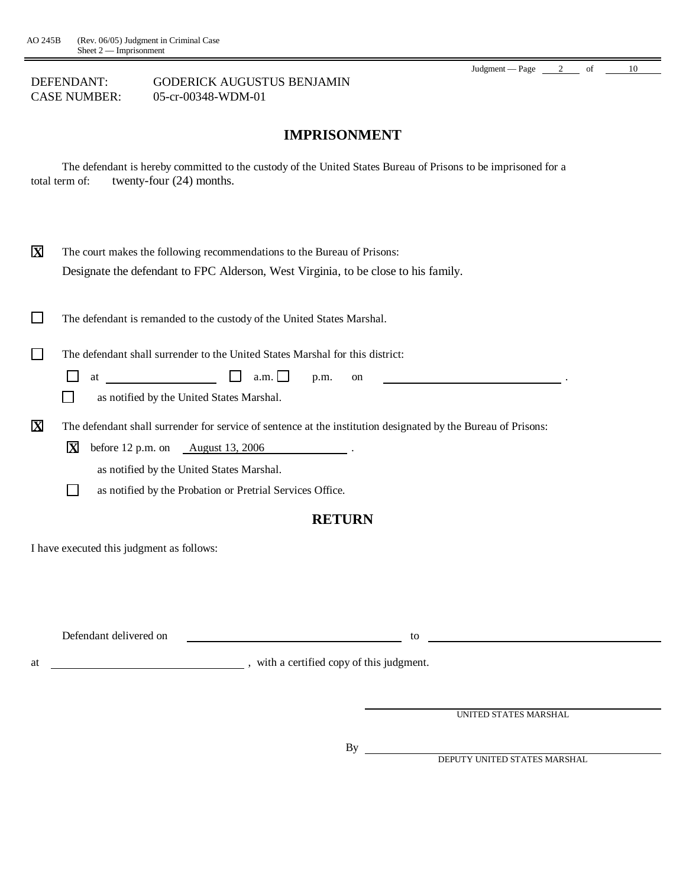AO 245B (Rev. 06/05) Judgment in Criminal Case
Sheet 2 — Imprisonment

DEFENDANT: GODERICK AUGUSTUS BENJAMIN
CASE NUMBER: 05-cr-00348-WDM-01

# IMPRISONMENT

The defendant is hereby committed to the custody of the United States Bureau of Prisons to be imprisoned for a total term of: twenty-four (24) months.

☒ The court makes the following recommendations to the Bureau of Prisons:
Designate the defendant to FPC Alderson, West Virginia, to be close to his family.

☐ The defendant is remanded to the custody of the United States Marshal.

☐ The defendant shall surrender to the United States Marshal for this district:

☐ at ______________ ☐ a.m. ☐ p.m. on ______________________ .

☐ as notified by the United States Marshal.

☒ The defendant shall surrender for service of sentence at the institution designated by the Bureau of Prisons:

☒ before 12 p.m. on August 13, 2006 .

as notified by the United States Marshal.

☐ as notified by the Probation or Pretrial Services Office.

# RETURN

I have executed this judgment as follows:

Defendant delivered on ______________________ to ______________________

at ______________________ , with a certified copy of this judgment.

______________________
UNITED STATES MARSHAL

By ______________________
DEPUTY UNITED STATES MARSHAL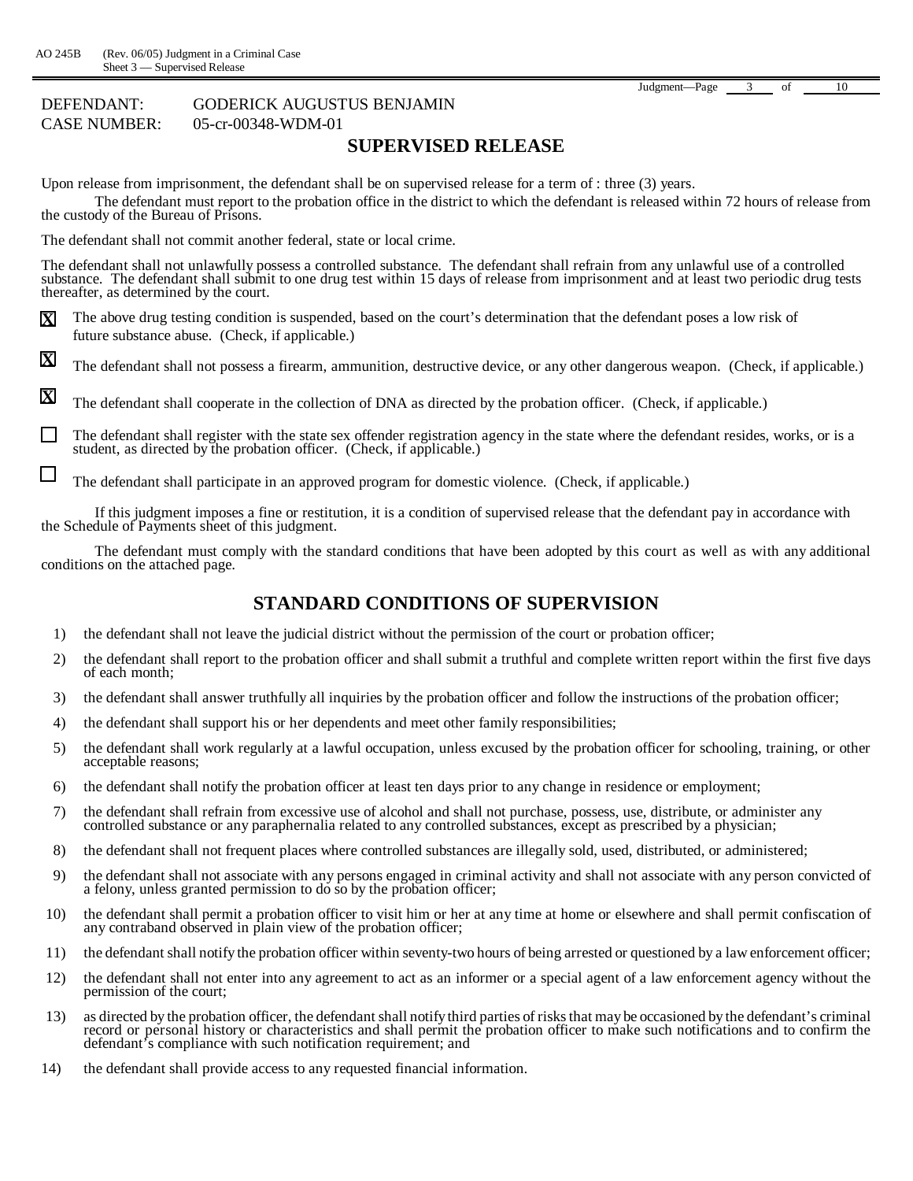DEFENDANT: GODERICK AUGUSTUS BENJAMIN
CASE NUMBER: 05-cr-00348-WDM-01

## SUPERVISED RELEASE

Upon release from imprisonment, the defendant shall be on supervised release for a term of : three (3) years.

The defendant must report to the probation office in the district to which the defendant is released within 72 hours of release from the custody of the Bureau of Prisons.

The defendant shall not commit another federal, state or local crime.

The defendant shall not unlawfully possess a controlled substance. The defendant shall refrain from any unlawful use of a controlled substance. The defendant shall submit to one drug test within 15 days of release from imprisonment and at least two periodic drug tests thereafter, as determined by the court.

- [X] The above drug testing condition is suspended, based on the court's determination that the defendant poses a low risk of future substance abuse. (Check, if applicable.)
- [X] The defendant shall not possess a firearm, ammunition, destructive device, or any other dangerous weapon. (Check, if applicable.)
- [X] The defendant shall cooperate in the collection of DNA as directed by the probation officer. (Check, if applicable.)
- [ ] The defendant shall register with the state sex offender registration agency in the state where the defendant resides, works, or is a student, as directed by the probation officer. (Check, if applicable.)
- [ ] The defendant shall participate in an approved program for domestic violence. (Check, if applicable.)

If this judgment imposes a fine or restitution, it is a condition of supervised release that the defendant pay in accordance with the Schedule of Payments sheet of this judgment.

The defendant must comply with the standard conditions that have been adopted by this court as well as with any additional conditions on the attached page.

## STANDARD CONDITIONS OF SUPERVISION

1) the defendant shall not leave the judicial district without the permission of the court or probation officer;
2) the defendant shall report to the probation officer and shall submit a truthful and complete written report within the first five days of each month;
3) the defendant shall answer truthfully all inquiries by the probation officer and follow the instructions of the probation officer;
4) the defendant shall support his or her dependents and meet other family responsibilities;
5) the defendant shall work regularly at a lawful occupation, unless excused by the probation officer for schooling, training, or other acceptable reasons;
6) the defendant shall notify the probation officer at least ten days prior to any change in residence or employment;
7) the defendant shall refrain from excessive use of alcohol and shall not purchase, possess, use, distribute, or administer any controlled substance or any paraphernalia related to any controlled substances, except as prescribed by a physician;
8) the defendant shall not frequent places where controlled substances are illegally sold, used, distributed, or administered;
9) the defendant shall not associate with any persons engaged in criminal activity and shall not associate with any person convicted of a felony, unless granted permission to do so by the probation officer;
10) the defendant shall permit a probation officer to visit him or her at any time at home or elsewhere and shall permit confiscation of any contraband observed in plain view of the probation officer;
11) the defendant shall notify the probation officer within seventy-two hours of being arrested or questioned by a law enforcement officer;
12) the defendant shall not enter into any agreement to act as an informer or a special agent of a law enforcement agency without the permission of the court;
13) as directed by the probation officer, the defendant shall notify third parties of risks that may be occasioned by the defendant's criminal record or personal history or characteristics and shall permit the probation officer to make such notifications and to confirm the defendant's compliance with such notification requirement; and
14) the defendant shall provide access to any requested financial information.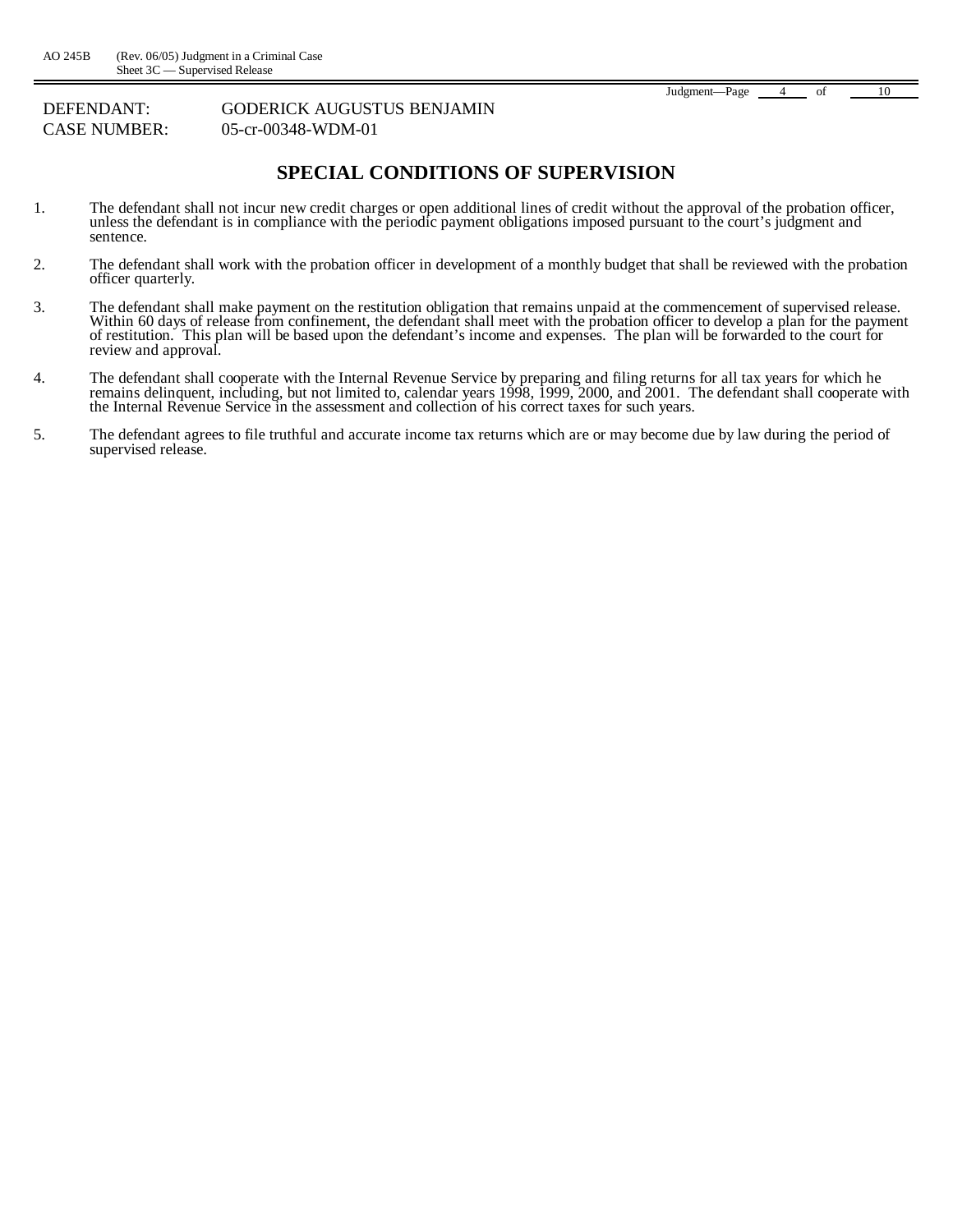DEFENDANT: GODERICK AUGUSTUS BENJAMIN
CASE NUMBER: 05-cr-00348-WDM-01

## SPECIAL CONDITIONS OF SUPERVISION

1. The defendant shall not incur new credit charges or open additional lines of credit without the approval of the probation officer, unless the defendant is in compliance with the periodic payment obligations imposed pursuant to the court's judgment and sentence.

2. The defendant shall work with the probation officer in development of a monthly budget that shall be reviewed with the probation officer quarterly.

3. The defendant shall make payment on the restitution obligation that remains unpaid at the commencement of supervised release. Within 60 days of release from confinement, the defendant shall meet with the probation officer to develop a plan for the payment of restitution. This plan will be based upon the defendant's income and expenses. The plan will be forwarded to the court for review and approval.

4. The defendant shall cooperate with the Internal Revenue Service by preparing and filing returns for all tax years for which he remains delinquent, including, but not limited to, calendar years 1998, 1999, 2000, and 2001. The defendant shall cooperate with the Internal Revenue Service in the assessment and collection of his correct taxes for such years.

5. The defendant agrees to file truthful and accurate income tax returns which are or may become due by law during the period of supervised release.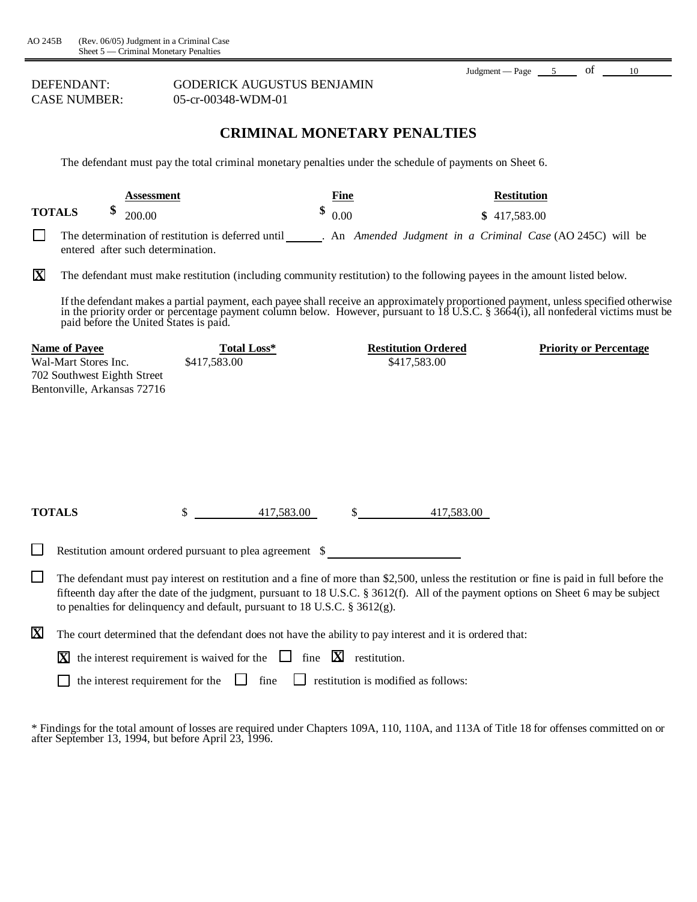AO 245B (Rev. 06/05) Judgment in a Criminal Case
Sheet 5 — Criminal Monetary Penalties

DEFENDANT: GODERICK AUGUSTUS BENJAMIN
CASE NUMBER: 05-cr-00348-WDM-01

## CRIMINAL MONETARY PENALTIES

The defendant must pay the total criminal monetary penalties under the schedule of payments on Sheet 6.

| | Assessment | Fine | Restitution |
|---|---|---|---|
| **TOTALS** | $ 200.00 | $ 0.00 | $ 417,583.00 |

☐ The determination of restitution is deferred until ______. An *Amended Judgment in a Criminal Case* (AO 245C) will be entered after such determination.

☒ The defendant must make restitution (including community restitution) to the following payees in the amount listed below.

If the defendant makes a partial payment, each payee shall receive an approximately proportioned payment, unless specified otherwise in the priority order or percentage payment column below. However, pursuant to 18 U.S.C. § 3664(i), all nonfederal victims must be paid before the United States is paid.

| Name of Payee | Total Loss* | Restitution Ordered | Priority or Percentage |
|---|---|---|---|
| Wal-Mart Stores Inc.<br>702 Southwest Eighth Street<br>Bentonville, Arkansas 72716 | $417,583.00 | $417,583.00 | |
| **TOTALS** | $ 417,583.00 | $ 417,583.00 | |

☐ Restitution amount ordered pursuant to plea agreement $ ____________

☐ The defendant must pay interest on restitution and a fine of more than $2,500, unless the restitution or fine is paid in full before the fifteenth day after the date of the judgment, pursuant to 18 U.S.C. § 3612(f). All of the payment options on Sheet 6 may be subject to penalties for delinquency and default, pursuant to 18 U.S.C. § 3612(g).

☒ The court determined that the defendant does not have the ability to pay interest and it is ordered that:

☒ the interest requirement is waived for the ☐ fine ☒ restitution.

☐ the interest requirement for the ☐ fine ☐ restitution is modified as follows:

* Findings for the total amount of losses are required under Chapters 109A, 110, 110A, and 113A of Title 18 for offenses committed on or after September 13, 1994, but before April 23, 1996.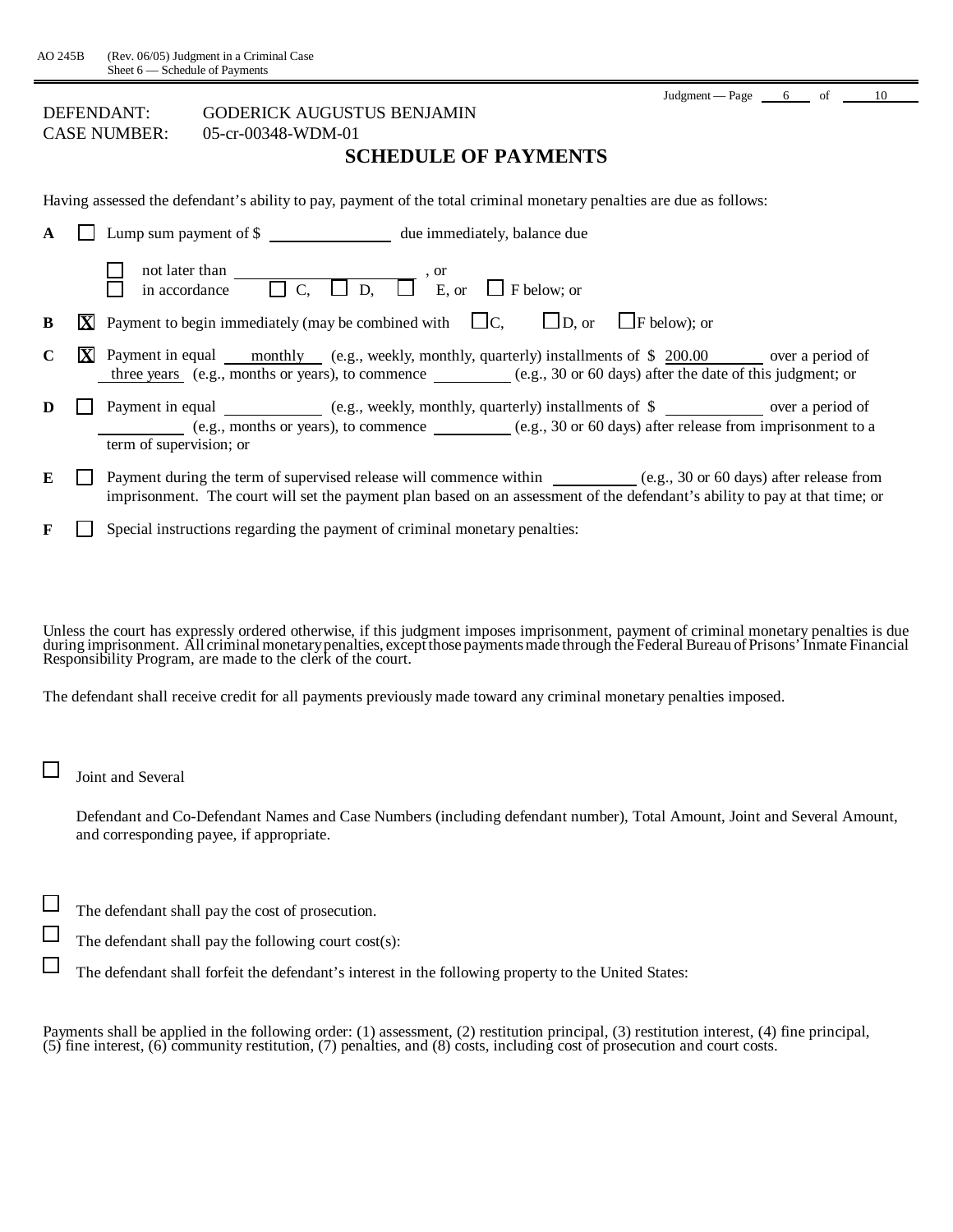AO 245B (Rev. 06/05) Judgment in a Criminal Case
Sheet 6 — Schedule of Payments

DEFENDANT: GODERICK AUGUSTUS BENJAMIN
CASE NUMBER: 05-cr-00348-WDM-01

## SCHEDULE OF PAYMENTS

Having assessed the defendant's ability to pay, payment of the total criminal monetary penalties are due as follows:

**A** ☐ Lump sum payment of $ \_\_\_\_\_\_\_\_\_\_ due immediately, balance due

☐ not later than \_\_\_\_\_\_\_\_\_\_ , or
☐ in accordance ☐ C, ☐ D, ☐ E, or ☐ F below; or

**B** ☒ Payment to begin immediately (may be combined with ☐ C, ☐ D, or ☐ F below); or

**C** ☒ Payment in equal monthly (e.g., weekly, monthly, quarterly) installments of $ 200.00 over a period of three years (e.g., months or years), to commence \_\_\_\_\_\_\_\_\_\_ (e.g., 30 or 60 days) after the date of this judgment; or

**D** ☐ Payment in equal \_\_\_\_\_\_\_\_\_\_ (e.g., weekly, monthly, quarterly) installments of $ \_\_\_\_\_\_\_\_\_\_ over a period of \_\_\_\_\_\_\_\_\_\_ (e.g., months or years), to commence \_\_\_\_\_\_\_\_\_\_ (e.g., 30 or 60 days) after release from imprisonment to a term of supervision; or

**E** ☐ Payment during the term of supervised release will commence within \_\_\_\_\_\_\_\_\_\_ (e.g., 30 or 60 days) after release from imprisonment. The court will set the payment plan based on an assessment of the defendant's ability to pay at that time; or

**F** ☐ Special instructions regarding the payment of criminal monetary penalties:

Unless the court has expressly ordered otherwise, if this judgment imposes imprisonment, payment of criminal monetary penalties is due during imprisonment. All criminal monetary penalties, except those payments made through the Federal Bureau of Prisons' Inmate Financial Responsibility Program, are made to the clerk of the court.

The defendant shall receive credit for all payments previously made toward any criminal monetary penalties imposed.

☐ Joint and Several

Defendant and Co-Defendant Names and Case Numbers (including defendant number), Total Amount, Joint and Several Amount, and corresponding payee, if appropriate.

☐ The defendant shall pay the cost of prosecution.

☐ The defendant shall pay the following court cost(s):

☐ The defendant shall forfeit the defendant's interest in the following property to the United States:

Payments shall be applied in the following order: (1) assessment, (2) restitution principal, (3) restitution interest, (4) fine principal, (5) fine interest, (6) community restitution, (7) penalties, and (8) costs, including cost of prosecution and court costs.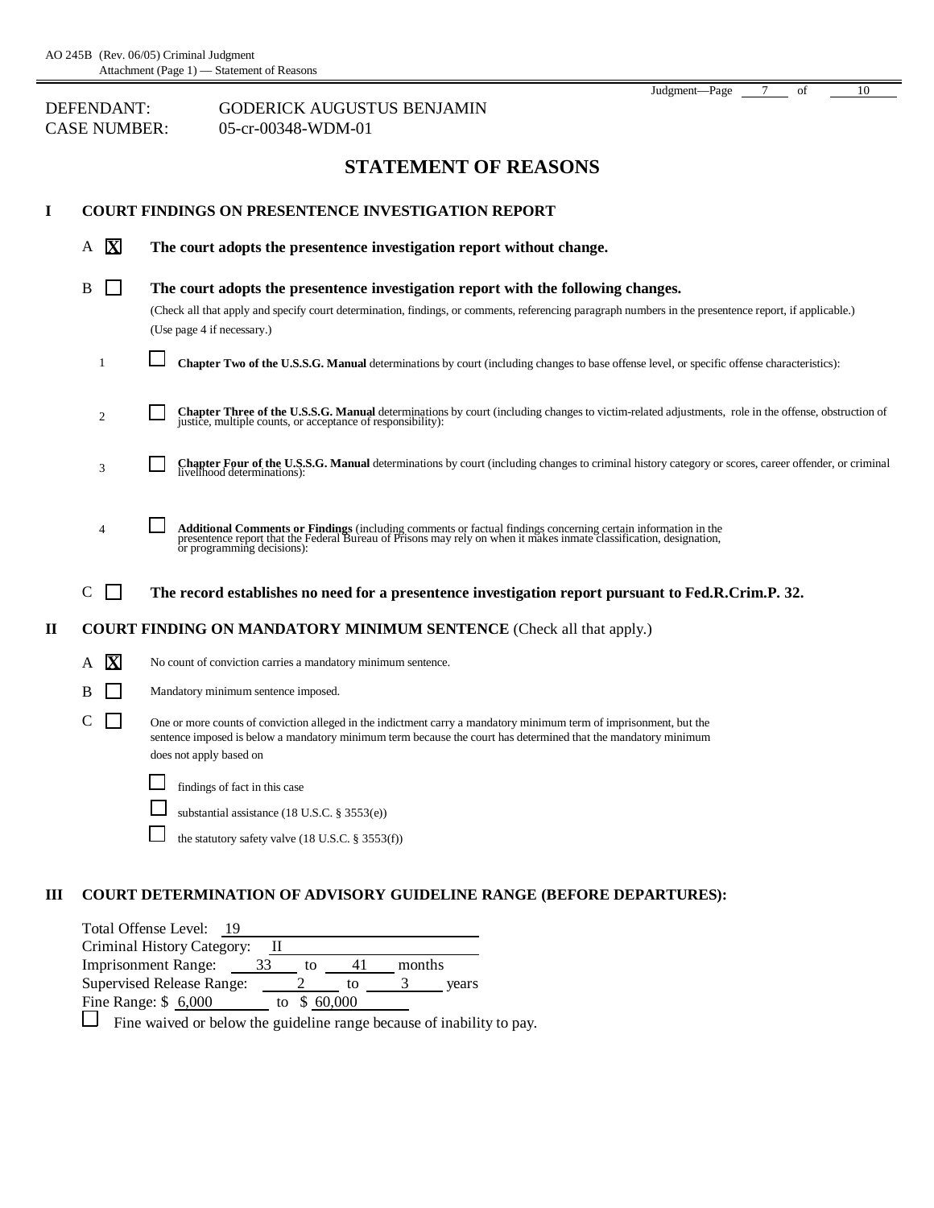AO 245B (Rev. 06/05) Criminal Judgment
Attachment (Page 1) — Statement of Reasons

DEFENDANT: GODERICK AUGUSTUS BENJAMIN
CASE NUMBER: 05-cr-00348-WDM-01

# STATEMENT OF REASONS

## I COURT FINDINGS ON PRESENTENCE INVESTIGATION REPORT

A [X] **The court adopts the presentence investigation report without change.**

B [ ] **The court adopts the presentence investigation report with the following changes.**
(Check all that apply and specify court determination, findings, or comments, referencing paragraph numbers in the presentence report, if applicable.)
(Use page 4 if necessary.)

1 [ ] **Chapter Two of the U.S.S.G. Manual** determinations by court (including changes to base offense level, or specific offense characteristics):

2 [ ] **Chapter Three of the U.S.S.G. Manual** determinations by court (including changes to victim-related adjustments, role in the offense, obstruction of justice, multiple counts, or acceptance of responsibility):

3 [ ] **Chapter Four of the U.S.S.G. Manual** determinations by court (including changes to criminal history category or scores, career offender, or criminal livelihood determinations):

4 [ ] **Additional Comments or Findings** (including comments or factual findings concerning certain information in the presentence report that the Federal Bureau of Prisons may rely on when it makes inmate classification, designation, or programming decisions):

C [ ] **The record establishes no need for a presentence investigation report pursuant to Fed.R.Crim.P. 32.**

## II COURT FINDING ON MANDATORY MINIMUM SENTENCE (Check all that apply.)

A [X] No count of conviction carries a mandatory minimum sentence.

B [ ] Mandatory minimum sentence imposed.

C [ ] One or more counts of conviction alleged in the indictment carry a mandatory minimum term of imprisonment, but the sentence imposed is below a mandatory minimum term because the court has determined that the mandatory minimum does not apply based on

[ ] findings of fact in this case

[ ] substantial assistance (18 U.S.C. § 3553(e))

[ ] the statutory safety valve (18 U.S.C. § 3553(f))

## III COURT DETERMINATION OF ADVISORY GUIDELINE RANGE (BEFORE DEPARTURES):

Total Offense Level: 19
Criminal History Category: II
Imprisonment Range: 33 to 41 months
Supervised Release Range: 2 to 3 years
Fine Range: $ 6,000 to $ 60,000

[ ] Fine waived or below the guideline range because of inability to pay.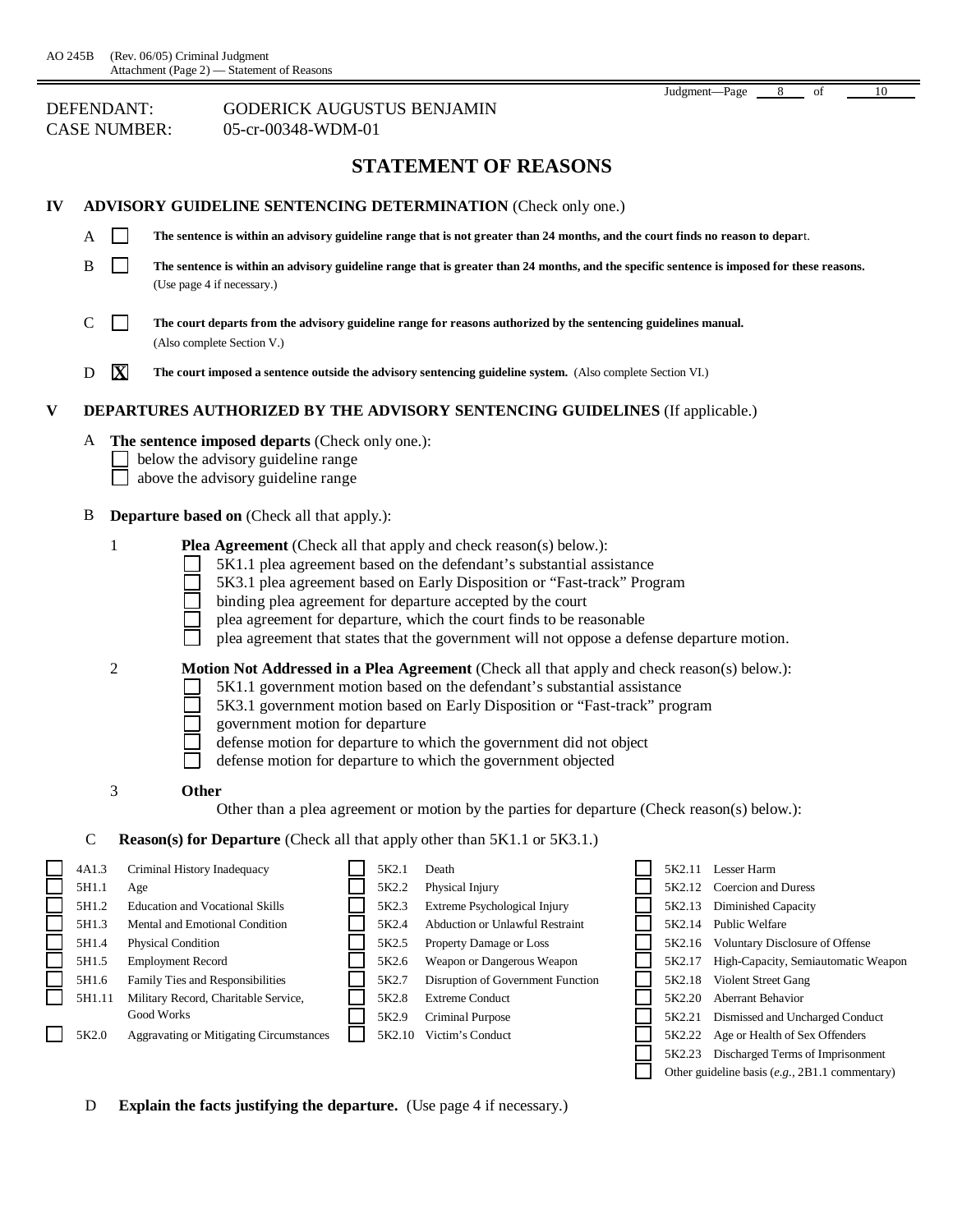AO 245B (Rev. 06/05) Criminal Judgment
Attachment (Page 2) — Statement of Reasons

DEFENDANT: GODERICK AUGUSTUS BENJAMIN
CASE NUMBER: 05-cr-00348-WDM-01

# STATEMENT OF REASONS

## IV ADVISORY GUIDELINE SENTENCING DETERMINATION (Check only one.)

A ☐ **The sentence is within an advisory guideline range that is not greater than 24 months, and the court finds no reason to depart.**

B ☐ **The sentence is within an advisory guideline range that is greater than 24 months, and the specific sentence is imposed for these reasons.** (Use page 4 if necessary.)

C ☐ **The court departs from the advisory guideline range for reasons authorized by the sentencing guidelines manual.** (Also complete Section V.)

D ☒ **The court imposed a sentence outside the advisory sentencing guideline system.** (Also complete Section VI.)

## V DEPARTURES AUTHORIZED BY THE ADVISORY SENTENCING GUIDELINES (If applicable.)

A **The sentence imposed departs** (Check only one.):
- ☐ below the advisory guideline range
- ☐ above the advisory guideline range

B **Departure based on** (Check all that apply.):

1 **Plea Agreement** (Check all that apply and check reason(s) below.):
- ☐ 5K1.1 plea agreement based on the defendant's substantial assistance
- ☐ 5K3.1 plea agreement based on Early Disposition or "Fast-track" Program
- ☐ binding plea agreement for departure accepted by the court
- ☐ plea agreement for departure, which the court finds to be reasonable
- ☐ plea agreement that states that the government will not oppose a defense departure motion.

2 **Motion Not Addressed in a Plea Agreement** (Check all that apply and check reason(s) below.):
- ☐ 5K1.1 government motion based on the defendant's substantial assistance
- ☐ 5K3.1 government motion based on Early Disposition or "Fast-track" program
- ☐ government motion for departure
- ☐ defense motion for departure to which the government did not object
- ☐ defense motion for departure to which the government objected

3 **Other**
Other than a plea agreement or motion by the parties for departure (Check reason(s) below.):

C **Reason(s) for Departure** (Check all that apply other than 5K1.1 or 5K3.1.)

- ☐ 4A1.3 Criminal History Inadequacy
- ☐ 5H1.1 Age
- ☐ 5H1.2 Education and Vocational Skills
- ☐ 5H1.3 Mental and Emotional Condition
- ☐ 5H1.4 Physical Condition
- ☐ 5H1.5 Employment Record
- ☐ 5H1.6 Family Ties and Responsibilities
- ☐ 5H1.11 Military Record, Charitable Service, Good Works
- ☐ 5K2.0 Aggravating or Mitigating Circumstances
- ☐ 5K2.1 Death
- ☐ 5K2.2 Physical Injury
- ☐ 5K2.3 Extreme Psychological Injury
- ☐ 5K2.4 Abduction or Unlawful Restraint
- ☐ 5K2.5 Property Damage or Loss
- ☐ 5K2.6 Weapon or Dangerous Weapon
- ☐ 5K2.7 Disruption of Government Function
- ☐ 5K2.8 Extreme Conduct
- ☐ 5K2.9 Criminal Purpose
- ☐ 5K2.10 Victim's Conduct
- ☐ 5K2.11 Lesser Harm
- ☐ 5K2.12 Coercion and Duress
- ☐ 5K2.13 Diminished Capacity
- ☐ 5K2.14 Public Welfare
- ☐ 5K2.16 Voluntary Disclosure of Offense
- ☐ 5K2.17 High-Capacity, Semiautomatic Weapon
- ☐ 5K2.18 Violent Street Gang
- ☐ 5K2.20 Aberrant Behavior
- ☐ 5K2.21 Dismissed and Uncharged Conduct
- ☐ 5K2.22 Age or Health of Sex Offenders
- ☐ 5K2.23 Discharged Terms of Imprisonment
- ☐ Other guideline basis (*e.g.*, 2B1.1 commentary)

D **Explain the facts justifying the departure.** (Use page 4 if necessary.)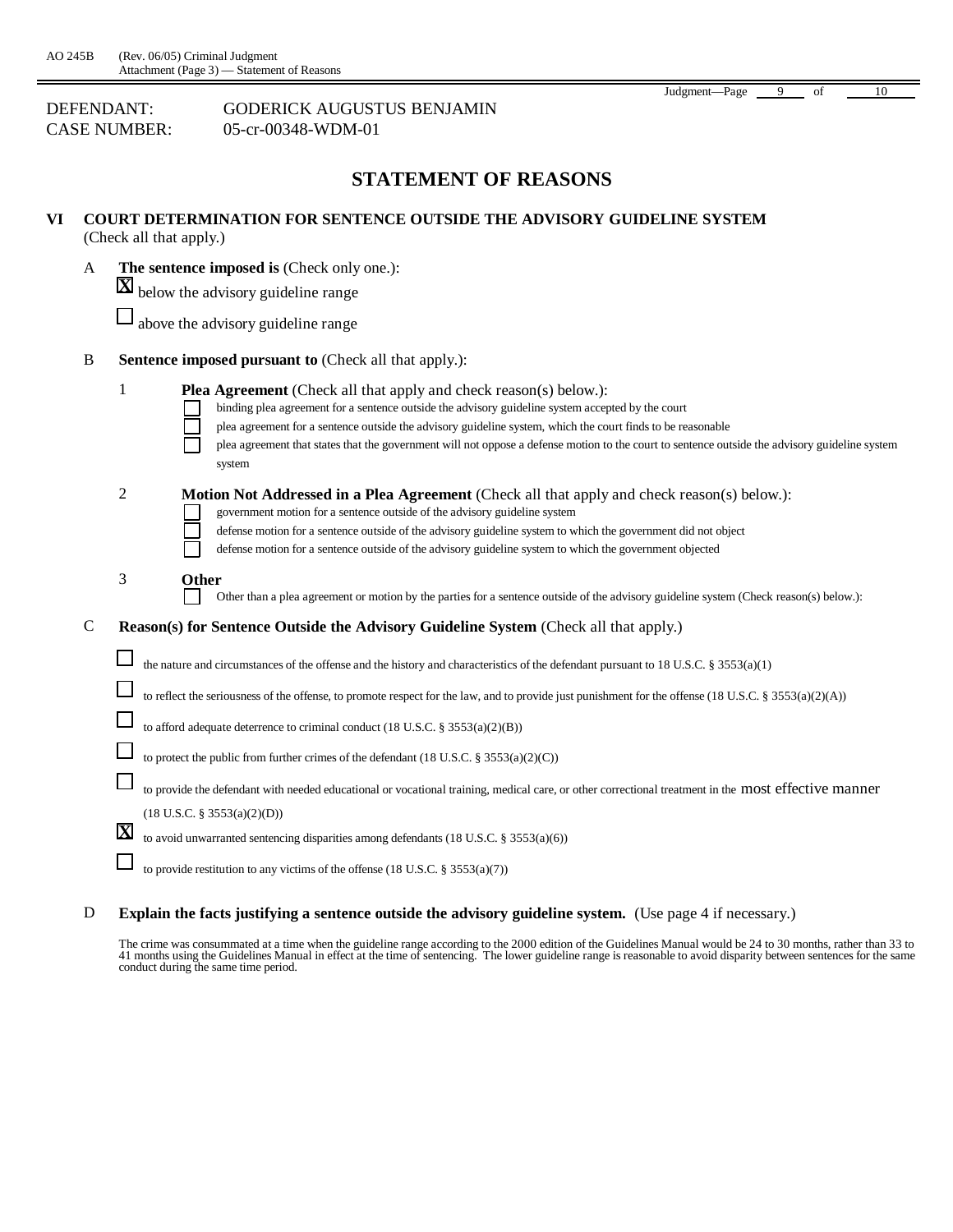AO 245B (Rev. 06/05) Criminal Judgment
Attachment (Page 3) — Statement of Reasons

DEFENDANT: GODERICK AUGUSTUS BENJAMIN
CASE NUMBER: 05-cr-00348-WDM-01

# STATEMENT OF REASONS

## VI COURT DETERMINATION FOR SENTENCE OUTSIDE THE ADVISORY GUIDELINE SYSTEM
(Check all that apply.)

A **The sentence imposed is** (Check only one.):

- [X] below the advisory guideline range
- [ ] above the advisory guideline range

B **Sentence imposed pursuant to** (Check all that apply.):

1 **Plea Agreement** (Check all that apply and check reason(s) below.):
- [ ] binding plea agreement for a sentence outside the advisory guideline system accepted by the court
- [ ] plea agreement for a sentence outside the advisory guideline system, which the court finds to be reasonable
- [ ] plea agreement that states that the government will not oppose a defense motion to the court to sentence outside the advisory guideline system

2 **Motion Not Addressed in a Plea Agreement** (Check all that apply and check reason(s) below.):
- [ ] government motion for a sentence outside of the advisory guideline system
- [ ] defense motion for a sentence outside of the advisory guideline system to which the government did not object
- [ ] defense motion for a sentence outside of the advisory guideline system to which the government objected

3 **Other**
- [ ] Other than a plea agreement or motion by the parties for a sentence outside of the advisory guideline system (Check reason(s) below.):

C **Reason(s) for Sentence Outside the Advisory Guideline System** (Check all that apply.)

- [ ] the nature and circumstances of the offense and the history and characteristics of the defendant pursuant to 18 U.S.C. § 3553(a)(1)
- [ ] to reflect the seriousness of the offense, to promote respect for the law, and to provide just punishment for the offense (18 U.S.C. § 3553(a)(2)(A))
- [ ] to afford adequate deterrence to criminal conduct (18 U.S.C. § 3553(a)(2)(B))
- [ ] to protect the public from further crimes of the defendant (18 U.S.C. § 3553(a)(2)(C))
- [ ] to provide the defendant with needed educational or vocational training, medical care, or other correctional treatment in the most effective manner (18 U.S.C. § 3553(a)(2)(D))
- [X] to avoid unwarranted sentencing disparities among defendants (18 U.S.C. § 3553(a)(6))
- [ ] to provide restitution to any victims of the offense (18 U.S.C. § 3553(a)(7))

D **Explain the facts justifying a sentence outside the advisory guideline system.** (Use page 4 if necessary.)

The crime was consummated at a time when the guideline range according to the 2000 edition of the Guidelines Manual would be 24 to 30 months, rather than 33 to 41 months using the Guidelines Manual in effect at the time of sentencing. The lower guideline range is reasonable to avoid disparity between sentences for the same conduct during the same time period.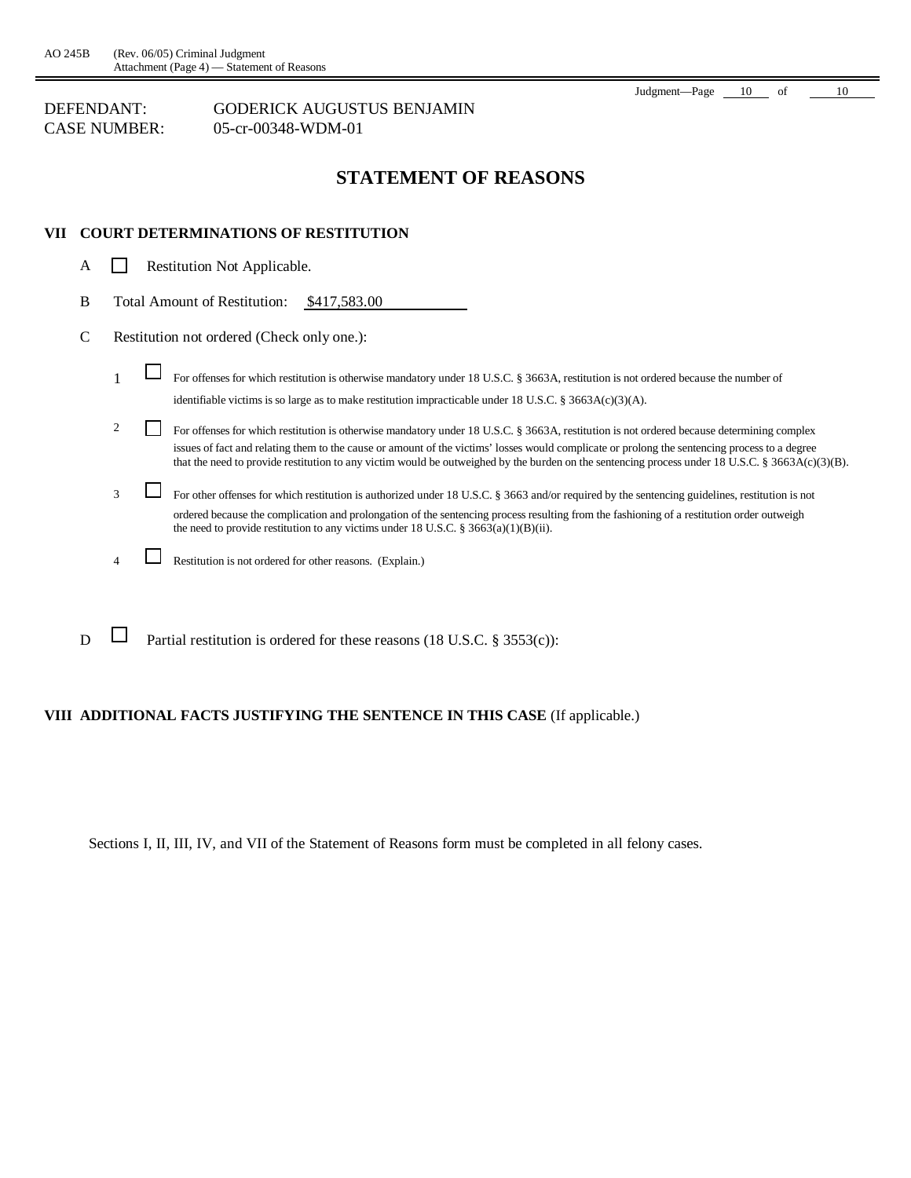DEFENDANT: GODERICK AUGUSTUS BENJAMIN
CASE NUMBER: 05-cr-00348-WDM-01

# STATEMENT OF REASONS

## VII COURT DETERMINATIONS OF RESTITUTION

A ☐ Restitution Not Applicable.

B Total Amount of Restitution: $417,583.00

C Restitution not ordered (Check only one.):

1 ☐ For offenses for which restitution is otherwise mandatory under 18 U.S.C. § 3663A, restitution is not ordered because the number of identifiable victims is so large as to make restitution impracticable under 18 U.S.C. § 3663A(c)(3)(A).

2 ☐ For offenses for which restitution is otherwise mandatory under 18 U.S.C. § 3663A, restitution is not ordered because determining complex issues of fact and relating them to the cause or amount of the victims' losses would complicate or prolong the sentencing process to a degree that the need to provide restitution to any victim would be outweighed by the burden on the sentencing process under 18 U.S.C. § 3663A(c)(3)(B).

3 ☐ For other offenses for which restitution is authorized under 18 U.S.C. § 3663 and/or required by the sentencing guidelines, restitution is not ordered because the complication and prolongation of the sentencing process resulting from the fashioning of a restitution order outweigh the need to provide restitution to any victims under 18 U.S.C. § 3663(a)(1)(B)(ii).

4 ☐ Restitution is not ordered for other reasons. (Explain.)

D ☐ Partial restitution is ordered for these reasons (18 U.S.C. § 3553(c)):

## VIII ADDITIONAL FACTS JUSTIFYING THE SENTENCE IN THIS CASE (If applicable.)

Sections I, II, III, IV, and VII of the Statement of Reasons form must be completed in all felony cases.